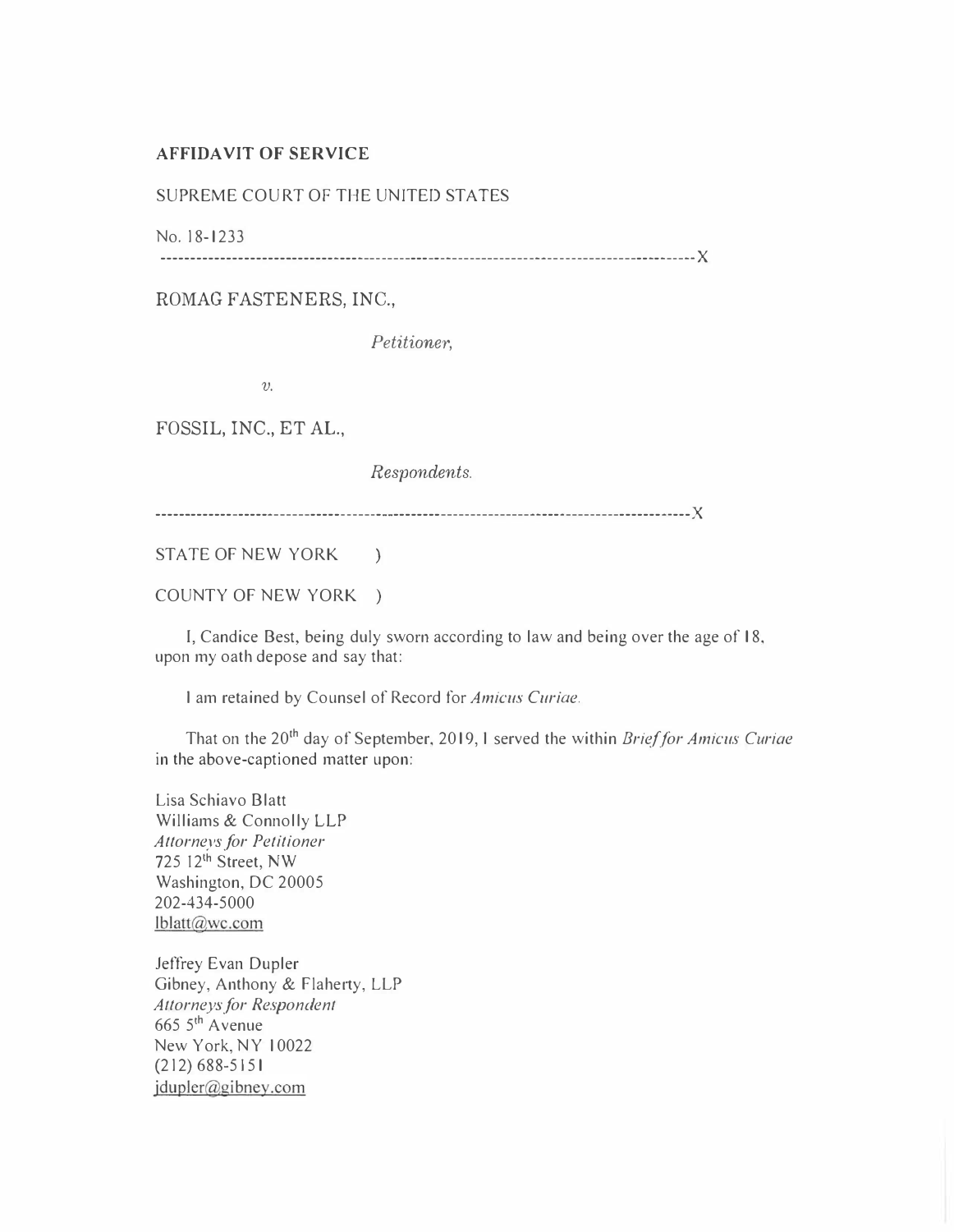**AFFIDAVIT OF SERVICE**

SUPREME COURT OF THE UNITED STATES

No. 18-1233

---------------------------------------------------------------------------------------------X

ROMAG FASTENERS, INC.,

*Petitioner,*

*v.*

FOSSIL, INC., ET AL.,

*Respondents.*

---------------------------------------------------------------------------------------------X

STATE OF NEW YORK )

COUNTY OF NEW YORK )

I, Candice Best, being duly sworn according to law and being over the age of 18, upon my oath depose and say that:

I am retained by Counsel of Record for *Amicus Curiae*.

That on the 20th day of September, 2019, I served the within *Brief for Amicus Curiae* in the above-captioned matter upon:

Lisa Schiavo Blatt
Williams & Connolly LLP
*Attorneys for Petitioner*
725 12th Street, NW
Washington, DC 20005
202-434-5000
lblatt@wc.com

Jeffrey Evan Dupler
Gibney, Anthony & Flaherty, LLP
*Attorneys for Respondent*
665 5th Avenue
New York, NY 10022
(212) 688-5151
jdupler@gibney.com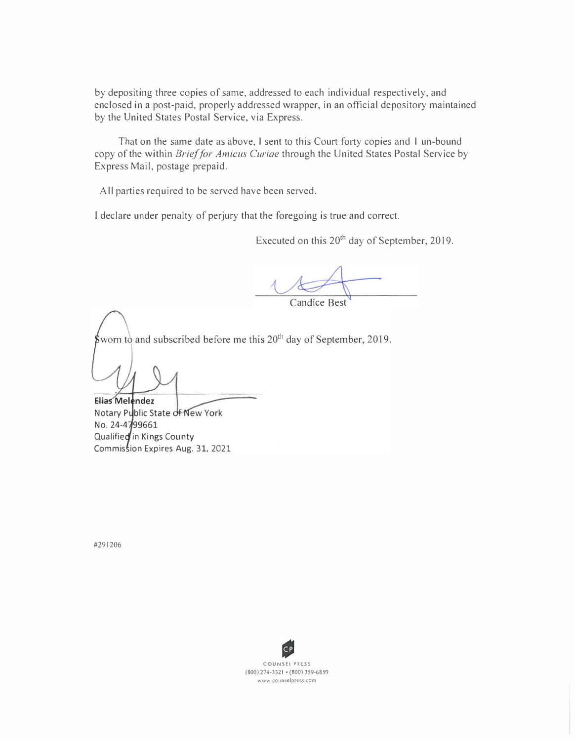by depositing three copies of same, addressed to each individual respectively, and enclosed in a post-paid, properly addressed wrapper, in an official depository maintained by the United States Postal Service, via Express.

That on the same date as above, I sent to this Court forty copies and 1 un-bound copy of the within *Brief for Amicus Curiae* through the United States Postal Service by Express Mail, postage prepaid.

All parties required to be served have been served.

I declare under penalty of perjury that the foregoing is true and correct.

Executed on this 20th day of September, 2019.

Candice Best

Sworn to and subscribed before me this 20th day of September, 2019.

**Elias Melendez**
Notary Public State of New York
No. 24-4799661
Qualified in Kings County
Commission Expires Aug. 31, 2021

#291206

COUNSEL PRESS
(800) 274-3321 • (800) 359-6859
www.counselpress.com